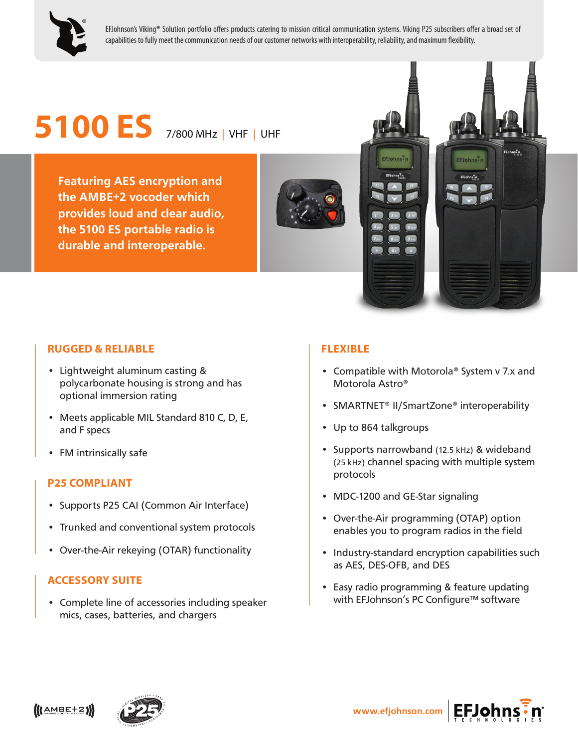EFJohnson's Viking® Solution portfolio offers products catering to mission critical communication systems. Viking P25 subscribers offer a broad set of capabilities to fully meet the communication needs of our customer networks with interoperability, reliability, and maximum flexibility.

# 5100 ES

7/800 MHz | VHF | UHF

**Featuring AES encryption and the AMBE+2 vocoder which provides loud and clear audio, the 5100 ES portable radio is durable and interoperable.**

## RUGGED & RELIABLE

- Lightweight aluminum casting & polycarbonate housing is strong and has optional immersion rating
- Meets applicable MIL Standard 810 C, D, E, and F specs
- FM intrinsically safe

## P25 COMPLIANT

- Supports P25 CAI (Common Air Interface)
- Trunked and conventional system protocols
- Over-the-Air rekeying (OTAR) functionality

## ACCESSORY SUITE

- Complete line of accessories including speaker mics, cases, batteries, and chargers

## FLEXIBLE

- Compatible with Motorola® System v 7.x and Motorola Astro®
- SMARTNET® II/SmartZone® interoperability
- Up to 864 talkgroups
- Supports narrowband (12.5 kHz) & wideband (25 kHz) channel spacing with multiple system protocols
- MDC-1200 and GE-Star signaling
- Over-the-Air programming (OTAP) option enables you to program radios in the field
- Industry-standard encryption capabilities such as AES, DES-OFB, and DES
- Easy radio programming & feature updating with EFJohnson's PC Configure™ software

www.efjohnson.com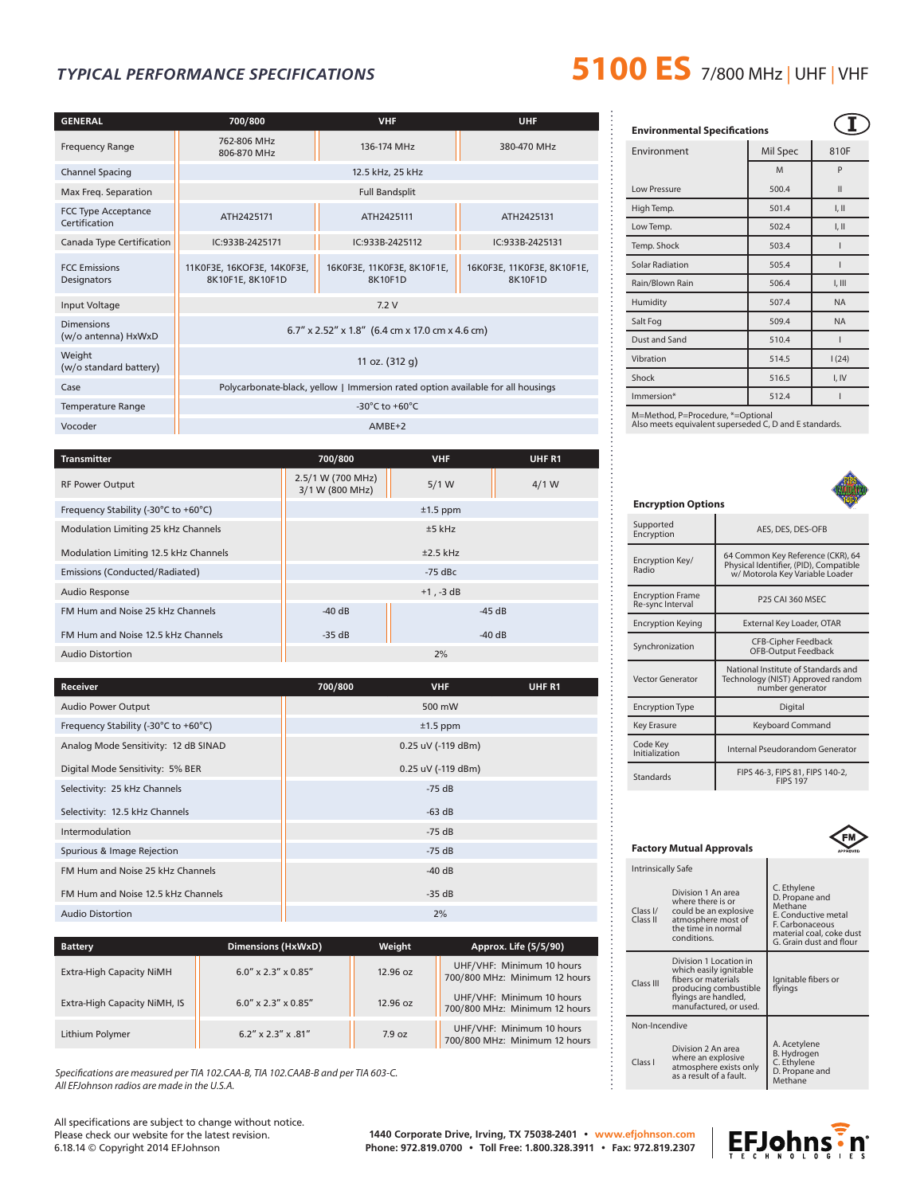## TYPICAL PERFORMANCE SPECIFICATIONS

# 5100 ES 7/800 MHz | UHF | VHF

| GENERAL | 700/800 | VHF | UHF |
|---|---|---|---|
| Frequency Range | 762-806 MHz 806-870 MHz | 136-174 MHz | 380-470 MHz |
| Channel Spacing | 12.5 kHz, 25 kHz | | |
| Max Freq. Separation | Full Bandsplit | | |
| FCC Type Acceptance Certification | ATH2425171 | ATH2425111 | ATH2425131 |
| Canada Type Certification | IC:933B-2425171 | IC:933B-2425112 | IC:933B-2425131 |
| FCC Emissions Designators | 11K0F3E, 16KOF3E, 14K0F3E, 8K10F1E, 8K10F1D | 16K0F3E, 11K0F3E, 8K10F1E, 8K10F1D | 16K0F3E, 11K0F3E, 8K10F1E, 8K10F1D |
| Input Voltage | 7.2 V | | |
| Dimensions (w/o antenna) HxWxD | 6.7" x 2.52" x 1.8" (6.4 cm x 17.0 cm x 4.6 cm) | | |
| Weight (w/o standard battery) | 11 oz. (312 g) | | |
| Case | Polycarbonate-black, yellow \| Immersion rated option available for all housings | | |
| Temperature Range | -30°C to +60°C | | |
| Vocoder | AMBE+2 | | |

| Transmitter | 700/800 | VHF | UHF R1 |
|---|---|---|---|
| RF Power Output | 2.5/1 W (700 MHz) 3/1 W (800 MHz) | 5/1 W | 4/1 W |
| Frequency Stability (-30°C to +60°C) | ±1.5 ppm | | |
| Modulation Limiting 25 kHz Channels | ±5 kHz | | |
| Modulation Limiting 12.5 kHz Channels | ±2.5 kHz | | |
| Emissions (Conducted/Radiated) | -75 dBc | | |
| Audio Response | +1 , -3 dB | | |
| FM Hum and Noise 25 kHz Channels | -40 dB | -45 dB | |
| FM Hum and Noise 12.5 kHz Channels | -35 dB | -40 dB | |
| Audio Distortion | 2% | | |

| Receiver | 700/800 | VHF | UHF R1 |
|---|---|---|---|
| Audio Power Output | 500 mW | | |
| Frequency Stability (-30°C to +60°C) | ±1.5 ppm | | |
| Analog Mode Sensitivity: 12 dB SINAD | 0.25 uV (-119 dBm) | | |
| Digital Mode Sensitivity: 5% BER | 0.25 uV (-119 dBm) | | |
| Selectivity: 25 kHz Channels | -75 dB | | |
| Selectivity: 12.5 kHz Channels | -63 dB | | |
| Intermodulation | -75 dB | | |
| Spurious & Image Rejection | -75 dB | | |
| FM Hum and Noise 25 kHz Channels | -40 dB | | |
| FM Hum and Noise 12.5 kHz Channels | -35 dB | | |
| Audio Distortion | 2% | | |

| Battery | Dimensions (HxWxD) | Weight | Approx. Life (5/5/90) |
|---|---|---|---|
| Extra-High Capacity NiMH | 6.0" x 2.3" x 0.85" | 12.96 oz | UHF/VHF: Minimum 10 hours 700/800 MHz: Minimum 12 hours |
| Extra-High Capacity NiMH, IS | 6.0" x 2.3" x 0.85" | 12.96 oz | UHF/VHF: Minimum 10 hours 700/800 MHz: Minimum 12 hours |
| Lithium Polymer | 6.2" x 2.3" x .81" | 7.9 oz | UHF/VHF: Minimum 10 hours 700/800 MHz: Minimum 12 hours |

*Specifications are measured per TIA 102.CAA-B, TIA 102.CAAB-B and per TIA 603-C.*
*All EFJohnson radios are made in the U.S.A.*

### Environmental Specifications

| Environment | Mil Spec | 810F |
|---|---|---|
| | M | P |
| Low Pressure | 500.4 | II |
| High Temp. | 501.4 | I, II |
| Low Temp. | 502.4 | I, II |
| Temp. Shock | 503.4 | I |
| Solar Radiation | 505.4 | I |
| Rain/Blown Rain | 506.4 | I, III |
| Humidity | 507.4 | NA |
| Salt Fog | 509.4 | NA |
| Dust and Sand | 510.4 | I |
| Vibration | 514.5 | I (24) |
| Shock | 516.5 | I, IV |
| Immersion* | 512.4 | I |

M=Method, P=Procedure, *=Optional
Also meets equivalent superseded C, D and E standards.

### Encryption Options

| | |
|---|---|
| Supported Encryption | AES, DES, DES-OFB |
| Encryption Key/ Radio | 64 Common Key Reference (CKR), 64 Physical Identifier, (PID), Compatible w/ Motorola Key Variable Loader |
| Encryption Frame Re-sync Interval | P25 CAI 360 MSEC |
| Encryption Keying | External Key Loader, OTAR |
| Synchronization | CFB-Cipher Feedback OFB-Output Feedback |
| Vector Generator | National Institute of Standards and Technology (NIST) Approved random number generator |
| Encryption Type | Digital |
| Key Erasure | Keyboard Command |
| Code Key Initialization | Internal Pseudorandom Generator |
| Standards | FIPS 46-3, FIPS 81, FIPS 140-2, FIPS 197 |

### Factory Mutual Approvals

| | | |
|---|---|---|
| Intrinsically Safe | | |
| Class I/ Class II | Division 1 An area where there is or could be an explosive atmosphere most of the time in normal conditions. | C. Ethylene D. Propane and Methane E. Conductive metal F. Carbonaceous material coal, coke dust G. Grain dust and flour |
| Class III | Division 1 Location in which easily ignitable fibers or materials producing combustible flyings are handled, manufactured, or used. | Ignitable fibers or flyings |
| Non-Incendive | | |
| Class I | Division 2 An area where an explosive atmosphere exists only as a result of a fault. | A. Acetylene B. Hydrogen C. Ethylene D. Propane and Methane |

All specifications are subject to change without notice.
Please check our website for the latest revision.
6.18.14 © Copyright 2014 EFJohnson

1440 Corporate Drive, Irving, TX 75038-2401 • www.efjohnson.com
Phone: 972.819.0700 • Toll Free: 1.800.328.3911 • Fax: 972.819.2307

EFJohnson TECHNOLOGIES